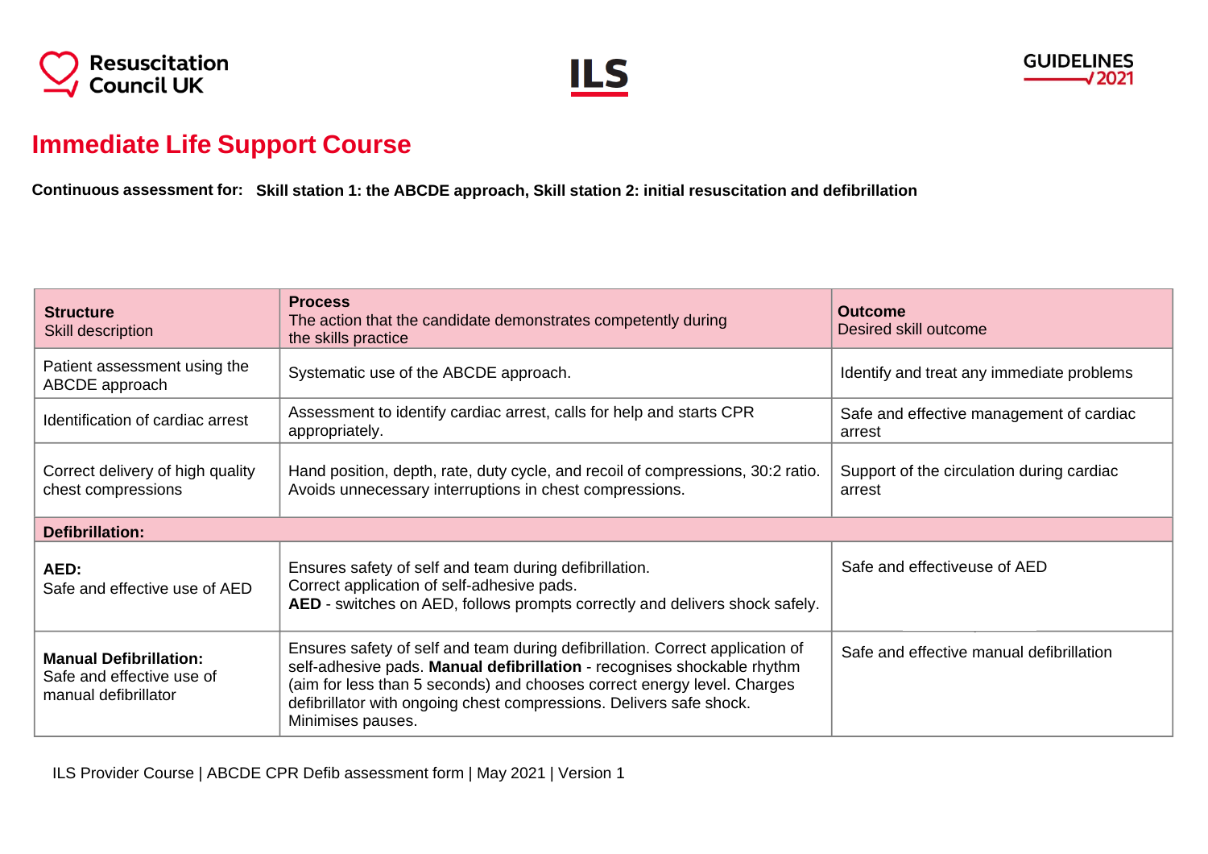Resuscitation Council UK

ILS

GUIDELINES 2021

# Immediate Life Support Course

**Continuous assessment for: Skill station 1: the ABCDE approach, Skill station 2: initial resuscitation and defibrillation**

| **Structure** Skill description | **Process** The action that the candidate demonstrates competently during the skills practice | **Outcome** Desired skill outcome |
|---|---|---|
| Patient assessment using the ABCDE approach | Systematic use of the ABCDE approach. | Identify and treat any immediate problems |
| Identification of cardiac arrest | Assessment to identify cardiac arrest, calls for help and starts CPR appropriately. | Safe and effective management of cardiac arrest |
| Correct delivery of high quality chest compressions | Hand position, depth, rate, duty cycle, and recoil of compressions, 30:2 ratio. Avoids unnecessary interruptions in chest compressions. | Support of the circulation during cardiac arrest |
| **Defibrillation:** | | |
| **AED:** Safe and effective use of AED | Ensures safety of self and team during defibrillation. Correct application of self-adhesive pads. **AED** - switches on AED, follows prompts correctly and delivers shock safely. | Safe and effectiveuse of AED |
| **Manual Defibrillation:** Safe and effective use of manual defibrillator | Ensures safety of self and team during defibrillation. Correct application of self-adhesive pads. **Manual defibrillation** - recognises shockable rhythm (aim for less than 5 seconds) and chooses correct energy level. Charges defibrillator with ongoing chest compressions. Delivers safe shock. Minimises pauses. | Safe and effective manual defibrillation |

ILS Provider Course | ABCDE CPR Defib assessment form | May 2021 | Version 1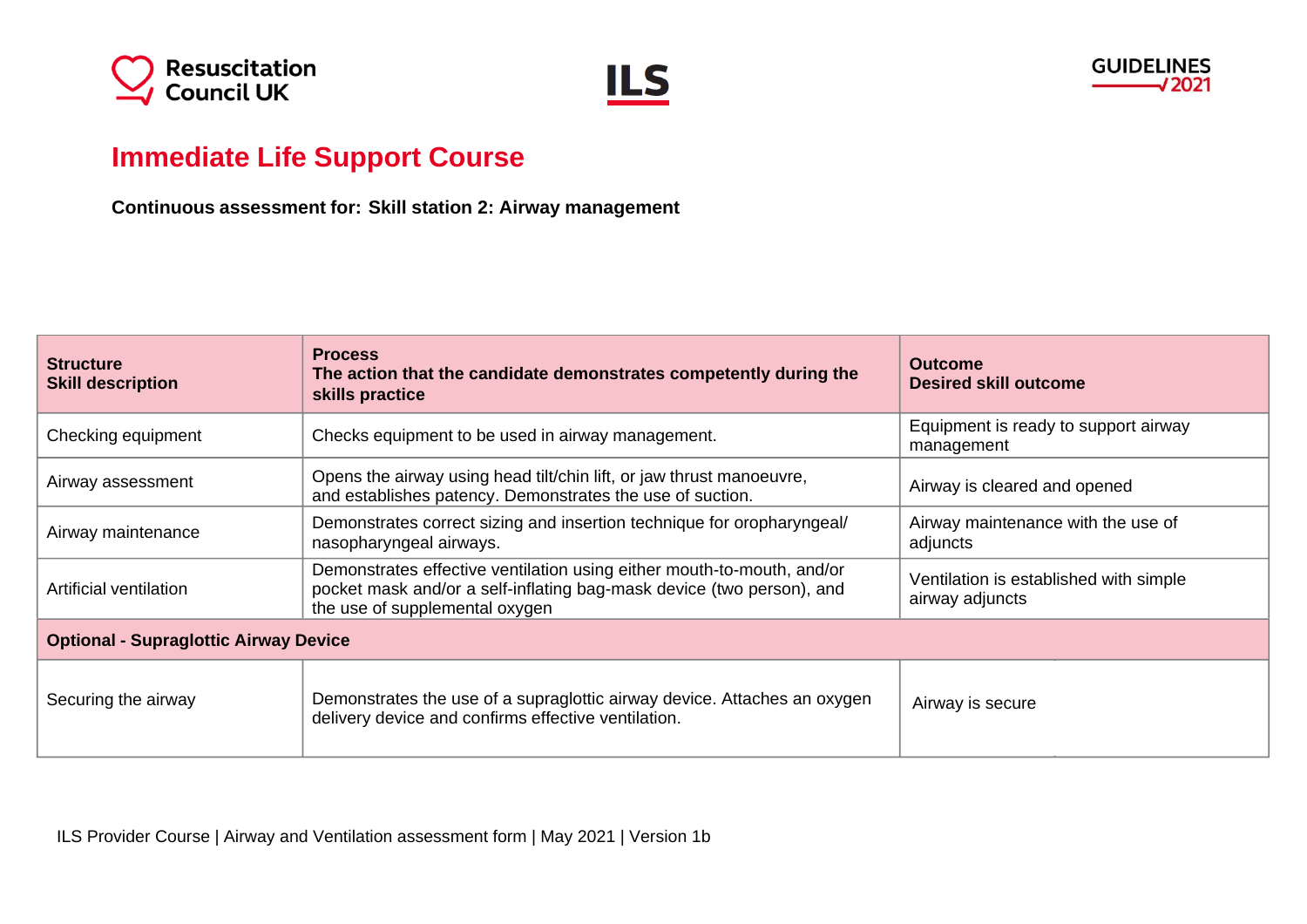# Immediate Life Support Course

**Continuous assessment for: Skill station 2: Airway management**

| **Structure**<br>**Skill description** | **Process**<br>**The action that the candidate demonstrates competently during the skills practice** | **Outcome**<br>**Desired skill outcome** |
|---|---|---|
| Checking equipment | Checks equipment to be used in airway management. | Equipment is ready to support airway management |
| Airway assessment | Opens the airway using head tilt/chin lift, or jaw thrust manoeuvre, and establishes patency. Demonstrates the use of suction. | Airway is cleared and opened |
| Airway maintenance | Demonstrates correct sizing and insertion technique for oropharyngeal/ nasopharyngeal airways. | Airway maintenance with the use of adjuncts |
| Artificial ventilation | Demonstrates effective ventilation using either mouth-to-mouth, and/or pocket mask and/or a self-inflating bag-mask device (two person), and the use of supplemental oxygen | Ventilation is established with simple airway adjuncts |
| **Optional - Supraglottic Airway Device** | | |
| Securing the airway | Demonstrates the use of a supraglottic airway device. Attaches an oxygen delivery device and confirms effective ventilation. | Airway is secure |

ILS Provider Course | Airway and Ventilation assessment form | May 2021 | Version 1b